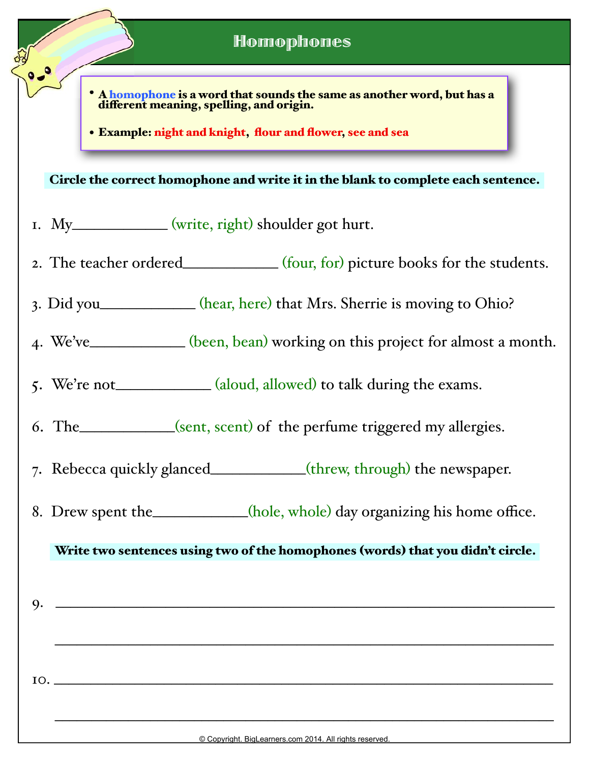# Homophones

- A **homophone** is a word that sounds the same as another word, but has a different meaning, spelling, and origin.
- **Example: night and knight, flour and flower, see and sea**

**Circle the correct homophone and write it in the blank to complete each sentence.**

1. My____________ (write, right) shoulder got hurt.
2. The teacher ordered____________ (four, for) picture books for the students.
3. Did you____________ (hear, here) that Mrs. Sherrie is moving to Ohio?
4. We've____________ (been, bean) working on this project for almost a month.
5. We're not____________ (aloud, allowed) to talk during the exams.
6. The____________(sent, scent) of the perfume triggered my allergies.
7. Rebecca quickly glanced____________(threw, through) the newspaper.
8. Drew spent the____________(hole, whole) day organizing his home office.

**Write two sentences using two of the homophones (words) that you didn't circle.**

9. ______________________________________________________________

______________________________________________________________

10. ______________________________________________________________

______________________________________________________________

© Copyright. BigLearners.com 2014. All rights reserved.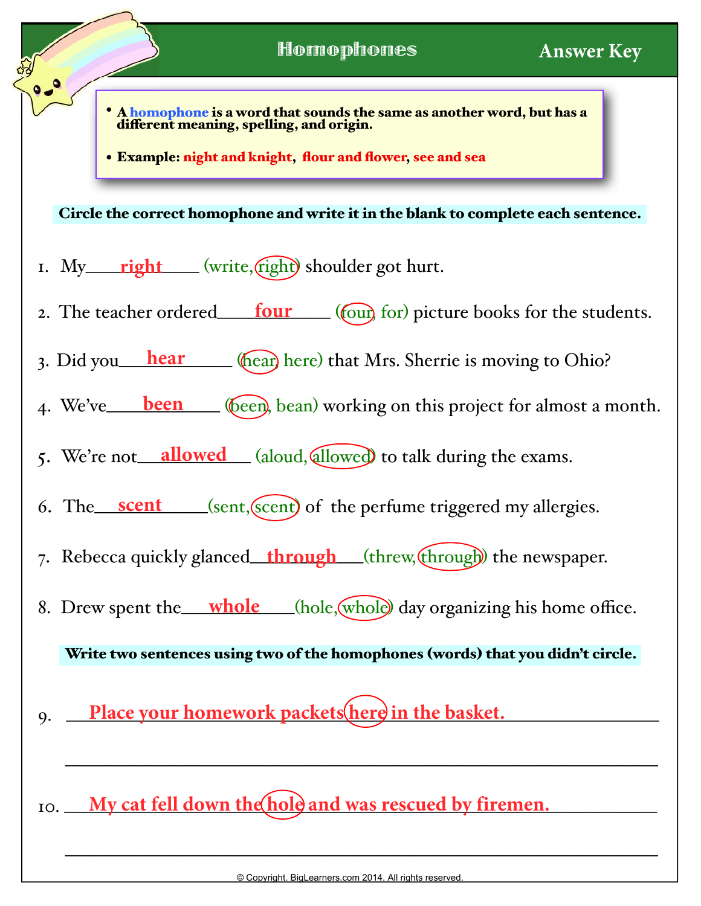# Homophones

**Answer Key**

- A **homophone** is a word that sounds the same as another word, but has a different meaning, spelling, and origin.
- **Example:** **night and knight**, **flour and flower**, **see and sea**

**Circle the correct homophone and write it in the blank to complete each sentence.**

1. My \_\_\_\_**right**\_\_\_\_ (write, right) shoulder got hurt.
2. The teacher ordered \_\_\_\_**four**\_\_\_\_ (four, for) picture books for the students.
3. Did you \_\_\_\_**hear**\_\_\_\_ (hear, here) that Mrs. Sherrie is moving to Ohio?
4. We've \_\_\_\_**been**\_\_\_\_ (been, bean) working on this project for almost a month.
5. We're not \_\_\_\_**allowed**\_\_\_\_ (aloud, allowed) to talk during the exams.
6. The \_\_\_\_**scent**\_\_\_\_ (sent, scent) of the perfume triggered my allergies.
7. Rebecca quickly glanced \_\_\_\_**through**\_\_\_\_ (threw, through) the newspaper.
8. Drew spent the \_\_\_\_**whole**\_\_\_\_ (hole, whole) day organizing his home office.

**Write two sentences using two of the homophones (words) that you didn't circle.**

9. **Place your homework packets here in the basket.**

10. **My cat fell down the hole and was rescued by firemen.**

© Copyright. BigLearners.com 2014. All rights reserved.